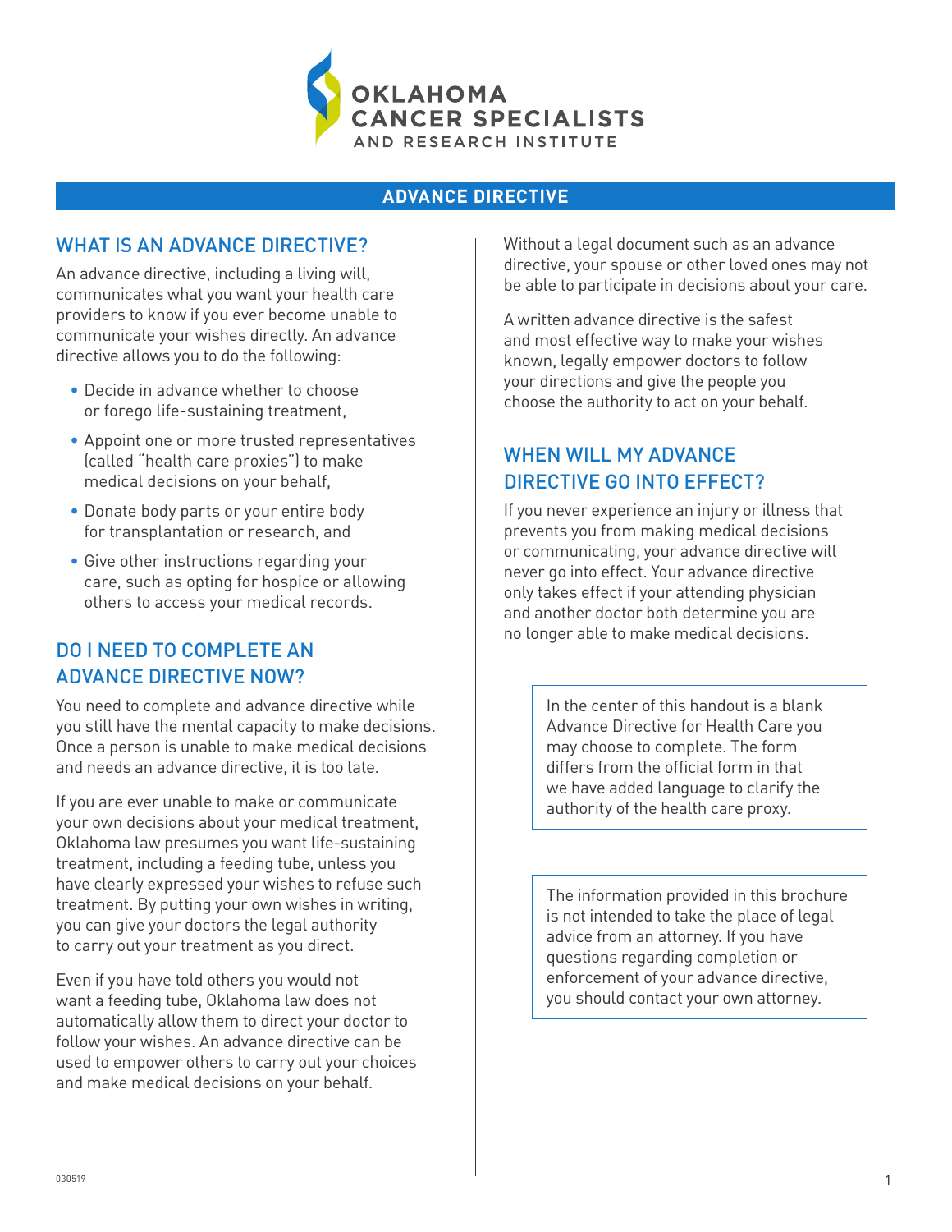OKLAHOMA CANCER SPECIALISTS AND RESEARCH INSTITUTE

# ADVANCE DIRECTIVE

## WHAT IS AN ADVANCE DIRECTIVE?

An advance directive, including a living will, communicates what you want your health care providers to know if you ever become unable to communicate your wishes directly. An advance directive allows you to do the following:

- Decide in advance whether to choose or forego life-sustaining treatment,
- Appoint one or more trusted representatives (called "health care proxies") to make medical decisions on your behalf,
- Donate body parts or your entire body for transplantation or research, and
- Give other instructions regarding your care, such as opting for hospice or allowing others to access your medical records.

## DO I NEED TO COMPLETE AN ADVANCE DIRECTIVE NOW?

You need to complete and advance directive while you still have the mental capacity to make decisions. Once a person is unable to make medical decisions and needs an advance directive, it is too late.

If you are ever unable to make or communicate your own decisions about your medical treatment, Oklahoma law presumes you want life-sustaining treatment, including a feeding tube, unless you have clearly expressed your wishes to refuse such treatment. By putting your own wishes in writing, you can give your doctors the legal authority to carry out your treatment as you direct.

Even if you have told others you would not want a feeding tube, Oklahoma law does not automatically allow them to direct your doctor to follow your wishes. An advance directive can be used to empower others to carry out your choices and make medical decisions on your behalf.

Without a legal document such as an advance directive, your spouse or other loved ones may not be able to participate in decisions about your care.

A written advance directive is the safest and most effective way to make your wishes known, legally empower doctors to follow your directions and give the people you choose the authority to act on your behalf.

## WHEN WILL MY ADVANCE DIRECTIVE GO INTO EFFECT?

If you never experience an injury or illness that prevents you from making medical decisions or communicating, your advance directive will never go into effect. Your advance directive only takes effect if your attending physician and another doctor both determine you are no longer able to make medical decisions.

In the center of this handout is a blank Advance Directive for Health Care you may choose to complete. The form differs from the official form in that we have added language to clarify the authority of the health care proxy.

The information provided in this brochure is not intended to take the place of legal advice from an attorney. If you have questions regarding completion or enforcement of your advance directive, you should contact your own attorney.

030519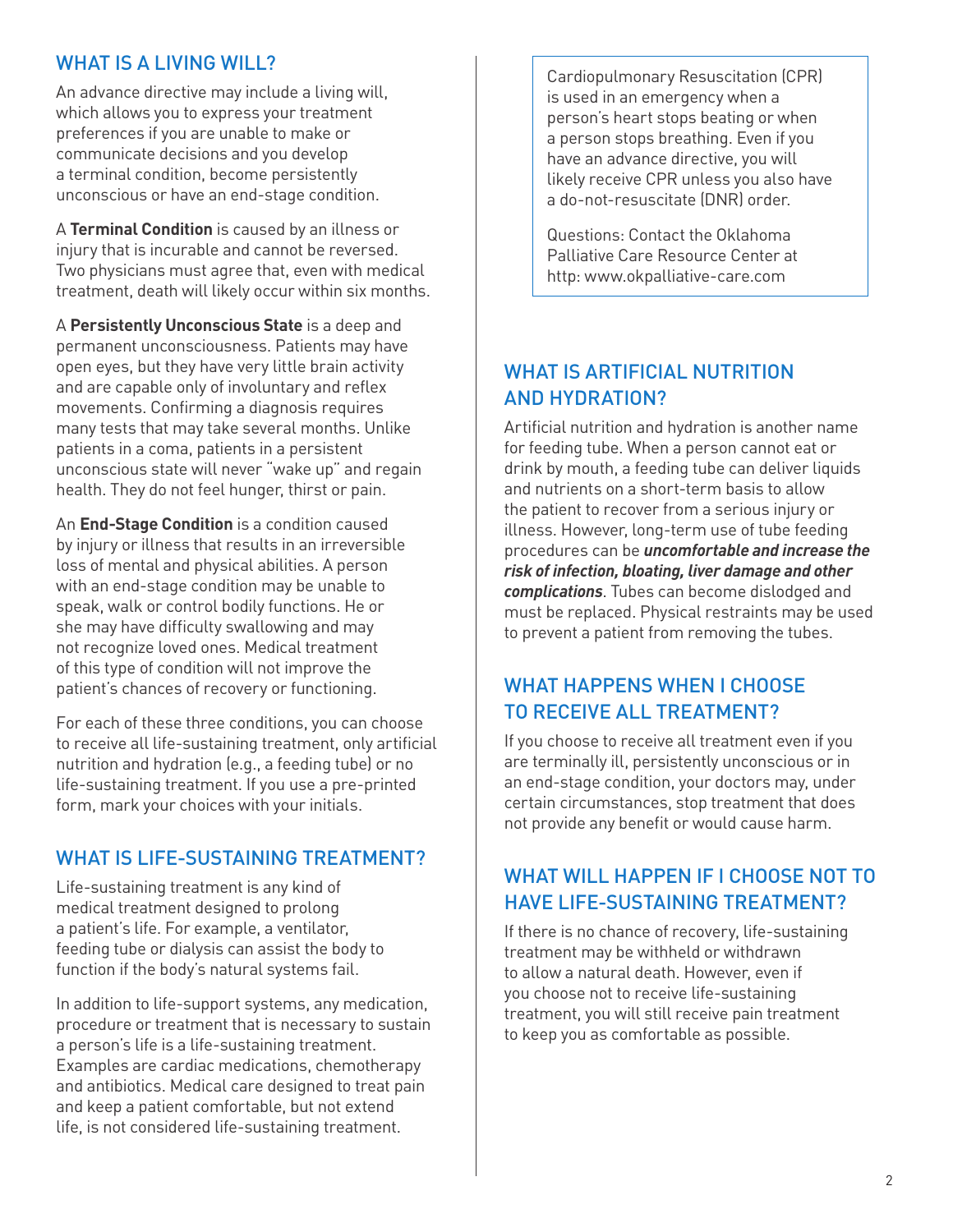## WHAT IS A LIVING WILL?

An advance directive may include a living will, which allows you to express your treatment preferences if you are unable to make or communicate decisions and you develop a terminal condition, become persistently unconscious or have an end-stage condition.

A **Terminal Condition** is caused by an illness or injury that is incurable and cannot be reversed. Two physicians must agree that, even with medical treatment, death will likely occur within six months.

A **Persistently Unconscious State** is a deep and permanent unconsciousness. Patients may have open eyes, but they have very little brain activity and are capable only of involuntary and reflex movements. Confirming a diagnosis requires many tests that may take several months. Unlike patients in a coma, patients in a persistent unconscious state will never "wake up" and regain health. They do not feel hunger, thirst or pain.

An **End-Stage Condition** is a condition caused by injury or illness that results in an irreversible loss of mental and physical abilities. A person with an end-stage condition may be unable to speak, walk or control bodily functions. He or she may have difficulty swallowing and may not recognize loved ones. Medical treatment of this type of condition will not improve the patient's chances of recovery or functioning.

For each of these three conditions, you can choose to receive all life-sustaining treatment, only artificial nutrition and hydration (e.g., a feeding tube) or no life-sustaining treatment. If you use a pre-printed form, mark your choices with your initials.

## WHAT IS LIFE-SUSTAINING TREATMENT?

Life-sustaining treatment is any kind of medical treatment designed to prolong a patient's life. For example, a ventilator, feeding tube or dialysis can assist the body to function if the body's natural systems fail.

In addition to life-support systems, any medication, procedure or treatment that is necessary to sustain a person's life is a life-sustaining treatment. Examples are cardiac medications, chemotherapy and antibiotics. Medical care designed to treat pain and keep a patient comfortable, but not extend life, is not considered life-sustaining treatment.

> Cardiopulmonary Resuscitation (CPR) is used in an emergency when a person's heart stops beating or when a person stops breathing. Even if you have an advance directive, you will likely receive CPR unless you also have a do-not-resuscitate (DNR) order.
>
> Questions: Contact the Oklahoma Palliative Care Resource Center at http: www.okpalliative-care.com

## WHAT IS ARTIFICIAL NUTRITION AND HYDRATION?

Artificial nutrition and hydration is another name for feeding tube. When a person cannot eat or drink by mouth, a feeding tube can deliver liquids and nutrients on a short-term basis to allow the patient to recover from a serious injury or illness. However, long-term use of tube feeding procedures can be ***uncomfortable and increase the risk of infection, bloating, liver damage and other complications***. Tubes can become dislodged and must be replaced. Physical restraints may be used to prevent a patient from removing the tubes.

## WHAT HAPPENS WHEN I CHOOSE TO RECEIVE ALL TREATMENT?

If you choose to receive all treatment even if you are terminally ill, persistently unconscious or in an end-stage condition, your doctors may, under certain circumstances, stop treatment that does not provide any benefit or would cause harm.

## WHAT WILL HAPPEN IF I CHOOSE NOT TO HAVE LIFE-SUSTAINING TREATMENT?

If there is no chance of recovery, life-sustaining treatment may be withheld or withdrawn to allow a natural death. However, even if you choose not to receive life-sustaining treatment, you will still receive pain treatment to keep you as comfortable as possible.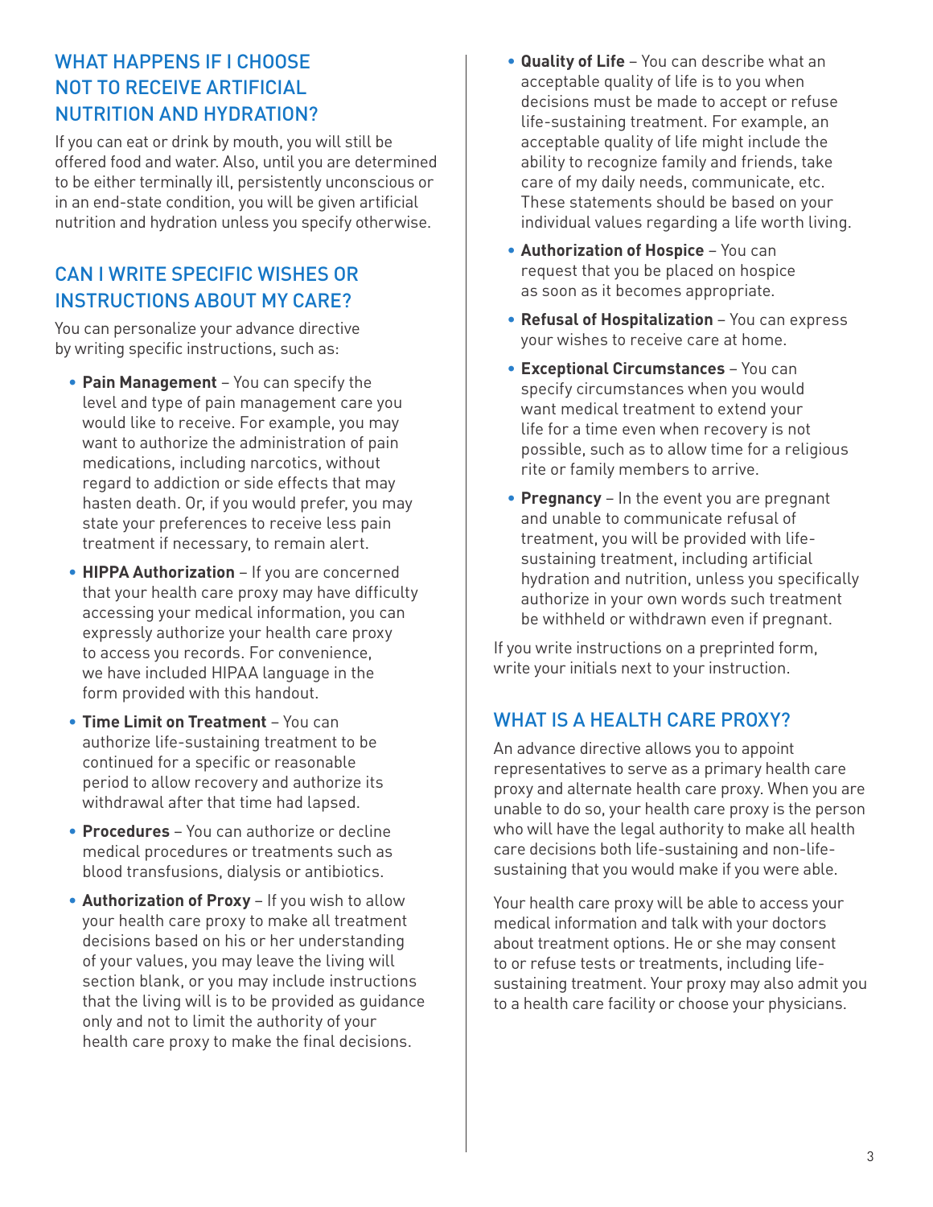## WHAT HAPPENS IF I CHOOSE NOT TO RECEIVE ARTIFICIAL NUTRITION AND HYDRATION?

If you can eat or drink by mouth, you will still be offered food and water. Also, until you are determined to be either terminally ill, persistently unconscious or in an end-state condition, you will be given artificial nutrition and hydration unless you specify otherwise.

## CAN I WRITE SPECIFIC WISHES OR INSTRUCTIONS ABOUT MY CARE?

You can personalize your advance directive by writing specific instructions, such as:

- **Pain Management** – You can specify the level and type of pain management care you would like to receive. For example, you may want to authorize the administration of pain medications, including narcotics, without regard to addiction or side effects that may hasten death. Or, if you would prefer, you may state your preferences to receive less pain treatment if necessary, to remain alert.
- **HIPPA Authorization** – If you are concerned that your health care proxy may have difficulty accessing your medical information, you can expressly authorize your health care proxy to access you records. For convenience, we have included HIPAA language in the form provided with this handout.
- **Time Limit on Treatment** – You can authorize life-sustaining treatment to be continued for a specific or reasonable period to allow recovery and authorize its withdrawal after that time had lapsed.
- **Procedures** – You can authorize or decline medical procedures or treatments such as blood transfusions, dialysis or antibiotics.
- **Authorization of Proxy** – If you wish to allow your health care proxy to make all treatment decisions based on his or her understanding of your values, you may leave the living will section blank, or you may include instructions that the living will is to be provided as guidance only and not to limit the authority of your health care proxy to make the final decisions.
- **Quality of Life** – You can describe what an acceptable quality of life is to you when decisions must be made to accept or refuse life-sustaining treatment. For example, an acceptable quality of life might include the ability to recognize family and friends, take care of my daily needs, communicate, etc. These statements should be based on your individual values regarding a life worth living.
- **Authorization of Hospice** – You can request that you be placed on hospice as soon as it becomes appropriate.
- **Refusal of Hospitalization** – You can express your wishes to receive care at home.
- **Exceptional Circumstances** – You can specify circumstances when you would want medical treatment to extend your life for a time even when recovery is not possible, such as to allow time for a religious rite or family members to arrive.
- **Pregnancy** – In the event you are pregnant and unable to communicate refusal of treatment, you will be provided with life-sustaining treatment, including artificial hydration and nutrition, unless you specifically authorize in your own words such treatment be withheld or withdrawn even if pregnant.

If you write instructions on a preprinted form, write your initials next to your instruction.

## WHAT IS A HEALTH CARE PROXY?

An advance directive allows you to appoint representatives to serve as a primary health care proxy and alternate health care proxy. When you are unable to do so, your health care proxy is the person who will have the legal authority to make all health care decisions both life-sustaining and non-life-sustaining that you would make if you were able.

Your health care proxy will be able to access your medical information and talk with your doctors about treatment options. He or she may consent to or refuse tests or treatments, including life-sustaining treatment. Your proxy may also admit you to a health care facility or choose your physicians.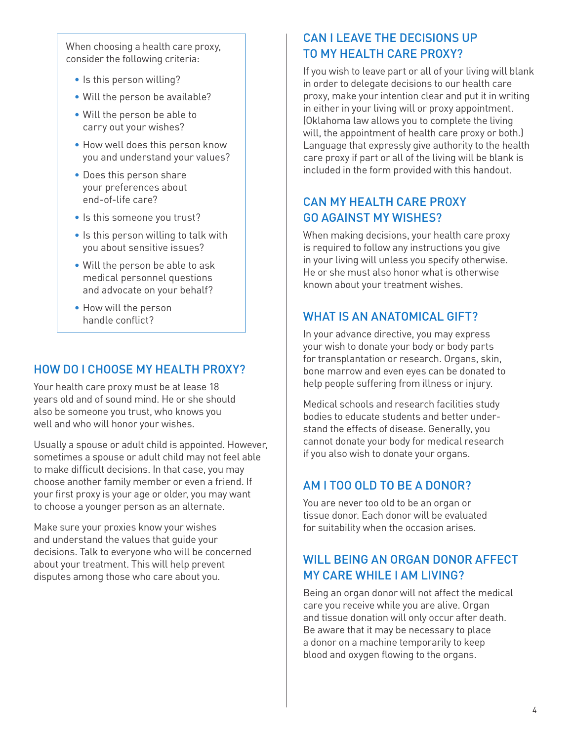When choosing a health care proxy, consider the following criteria:

- Is this person willing?
- Will the person be available?
- Will the person be able to carry out your wishes?
- How well does this person know you and understand your values?
- Does this person share your preferences about end-of-life care?
- Is this someone you trust?
- Is this person willing to talk with you about sensitive issues?
- Will the person be able to ask medical personnel questions and advocate on your behalf?
- How will the person handle conflict?

## HOW DO I CHOOSE MY HEALTH PROXY?

Your health care proxy must be at lease 18 years old and of sound mind. He or she should also be someone you trust, who knows you well and who will honor your wishes.

Usually a spouse or adult child is appointed. However, sometimes a spouse or adult child may not feel able to make difficult decisions. In that case, you may choose another family member or even a friend. If your first proxy is your age or older, you may want to choose a younger person as an alternate.

Make sure your proxies know your wishes and understand the values that guide your decisions. Talk to everyone who will be concerned about your treatment. This will help prevent disputes among those who care about you.

## CAN I LEAVE THE DECISIONS UP TO MY HEALTH CARE PROXY?

If you wish to leave part or all of your living will blank in order to delegate decisions to our health care proxy, make your intention clear and put it in writing in either in your living will or proxy appointment. (Oklahoma law allows you to complete the living will, the appointment of health care proxy or both.) Language that expressly give authority to the health care proxy if part or all of the living will be blank is included in the form provided with this handout.

## CAN MY HEALTH CARE PROXY GO AGAINST MY WISHES?

When making decisions, your health care proxy is required to follow any instructions you give in your living will unless you specify otherwise. He or she must also honor what is otherwise known about your treatment wishes.

## WHAT IS AN ANATOMICAL GIFT?

In your advance directive, you may express your wish to donate your body or body parts for transplantation or research. Organs, skin, bone marrow and even eyes can be donated to help people suffering from illness or injury.

Medical schools and research facilities study bodies to educate students and better understand the effects of disease. Generally, you cannot donate your body for medical research if you also wish to donate your organs.

## AM I TOO OLD TO BE A DONOR?

You are never too old to be an organ or tissue donor. Each donor will be evaluated for suitability when the occasion arises.

## WILL BEING AN ORGAN DONOR AFFECT MY CARE WHILE I AM LIVING?

Being an organ donor will not affect the medical care you receive while you are alive. Organ and tissue donation will only occur after death. Be aware that it may be necessary to place a donor on a machine temporarily to keep blood and oxygen flowing to the organs.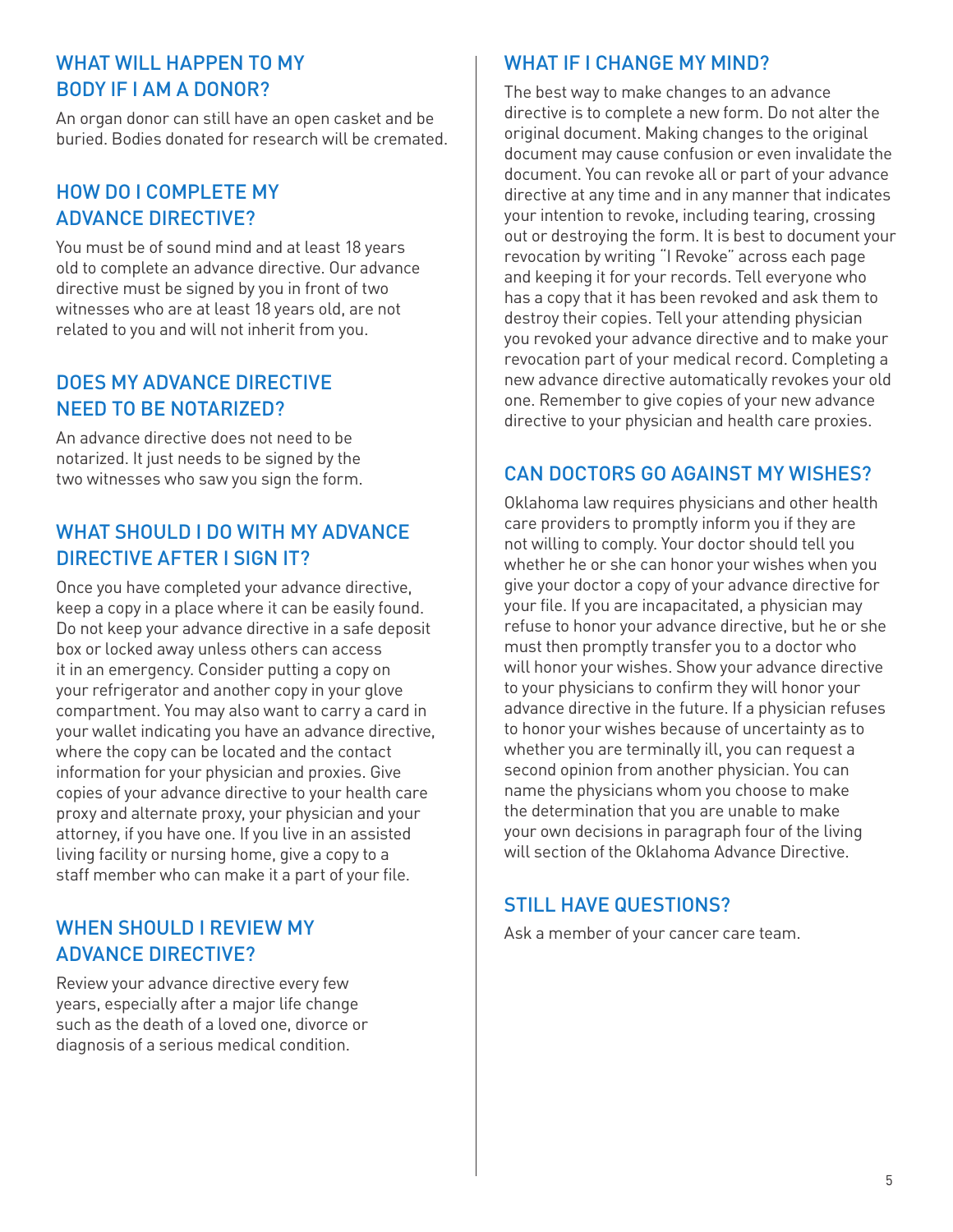## WHAT WILL HAPPEN TO MY BODY IF I AM A DONOR?

An organ donor can still have an open casket and be buried. Bodies donated for research will be cremated.

## HOW DO I COMPLETE MY ADVANCE DIRECTIVE?

You must be of sound mind and at least 18 years old to complete an advance directive. Our advance directive must be signed by you in front of two witnesses who are at least 18 years old, are not related to you and will not inherit from you.

## DOES MY ADVANCE DIRECTIVE NEED TO BE NOTARIZED?

An advance directive does not need to be notarized. It just needs to be signed by the two witnesses who saw you sign the form.

## WHAT SHOULD I DO WITH MY ADVANCE DIRECTIVE AFTER I SIGN IT?

Once you have completed your advance directive, keep a copy in a place where it can be easily found. Do not keep your advance directive in a safe deposit box or locked away unless others can access it in an emergency. Consider putting a copy on your refrigerator and another copy in your glove compartment. You may also want to carry a card in your wallet indicating you have an advance directive, where the copy can be located and the contact information for your physician and proxies. Give copies of your advance directive to your health care proxy and alternate proxy, your physician and your attorney, if you have one. If you live in an assisted living facility or nursing home, give a copy to a staff member who can make it a part of your file.

## WHEN SHOULD I REVIEW MY ADVANCE DIRECTIVE?

Review your advance directive every few years, especially after a major life change such as the death of a loved one, divorce or diagnosis of a serious medical condition.

## WHAT IF I CHANGE MY MIND?

The best way to make changes to an advance directive is to complete a new form. Do not alter the original document. Making changes to the original document may cause confusion or even invalidate the document. You can revoke all or part of your advance directive at any time and in any manner that indicates your intention to revoke, including tearing, crossing out or destroying the form. It is best to document your revocation by writing "I Revoke" across each page and keeping it for your records. Tell everyone who has a copy that it has been revoked and ask them to destroy their copies. Tell your attending physician you revoked your advance directive and to make your revocation part of your medical record. Completing a new advance directive automatically revokes your old one. Remember to give copies of your new advance directive to your physician and health care proxies.

## CAN DOCTORS GO AGAINST MY WISHES?

Oklahoma law requires physicians and other health care providers to promptly inform you if they are not willing to comply. Your doctor should tell you whether he or she can honor your wishes when you give your doctor a copy of your advance directive for your file. If you are incapacitated, a physician may refuse to honor your advance directive, but he or she must then promptly transfer you to a doctor who will honor your wishes. Show your advance directive to your physicians to confirm they will honor your advance directive in the future. If a physician refuses to honor your wishes because of uncertainty as to whether you are terminally ill, you can request a second opinion from another physician. You can name the physicians whom you choose to make the determination that you are unable to make your own decisions in paragraph four of the living will section of the Oklahoma Advance Directive.

## STILL HAVE QUESTIONS?

Ask a member of your cancer care team.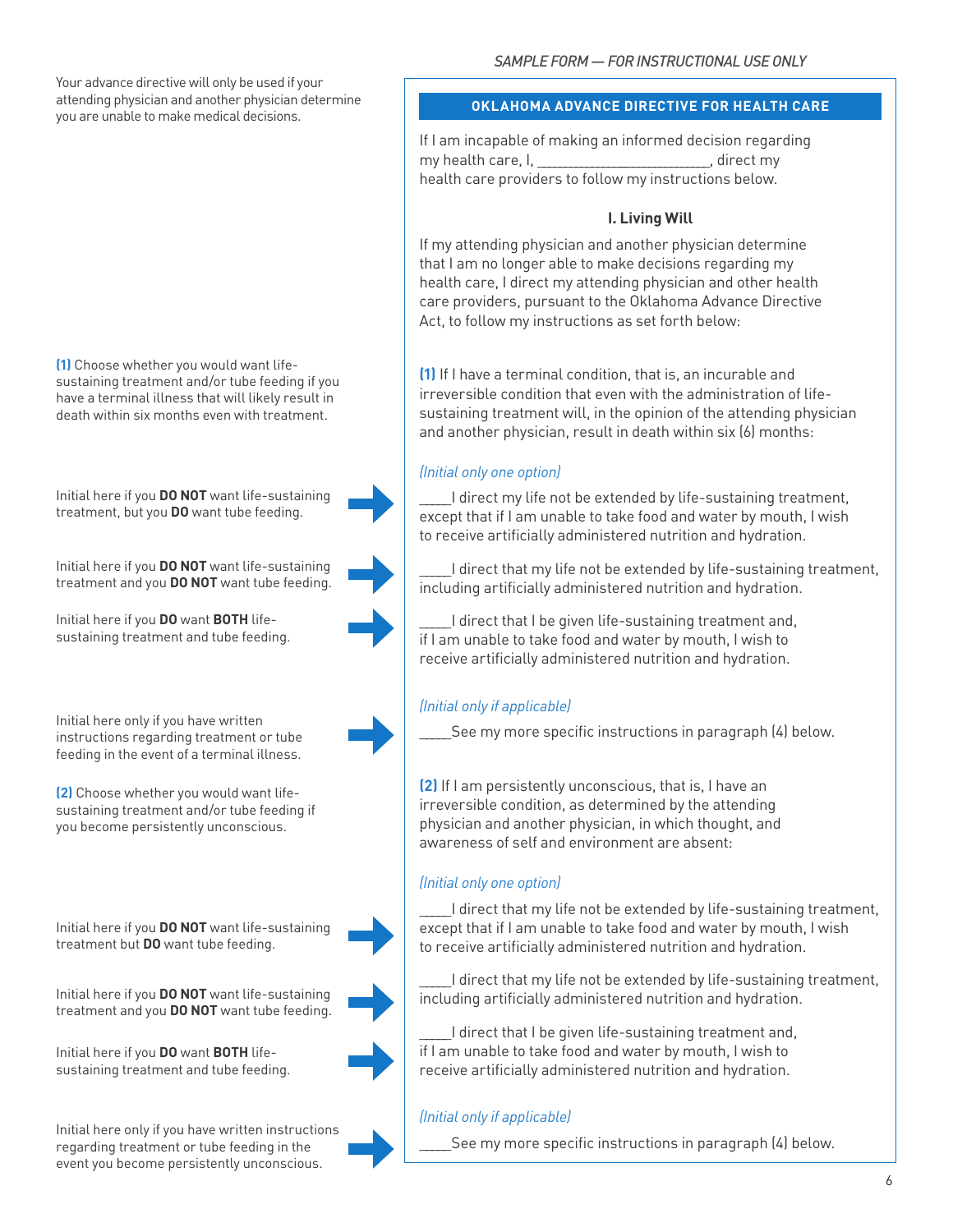*SAMPLE FORM — FOR INSTRUCTIONAL USE ONLY*

Your advance directive will only be used if your attending physician and another physician determine you are unable to make medical decisions.

## OKLAHOMA ADVANCE DIRECTIVE FOR HEALTH CARE

If I am incapable of making an informed decision regarding my health care, I, ________________________, direct my health care providers to follow my instructions below.

### I. Living Will

If my attending physician and another physician determine that I am no longer able to make decisions regarding my health care, I direct my attending physician and other health care providers, pursuant to the Oklahoma Advance Directive Act, to follow my instructions as set forth below:

**(1)** Choose whether you would want life-sustaining treatment and/or tube feeding if you have a terminal illness that will likely result in death within six months even with treatment.

**(1)** If I have a terminal condition, that is, an incurable and irreversible condition that even with the administration of life-sustaining treatment will, in the opinion of the attending physician and another physician, result in death within six (6) months:

*(Initial only one option)*

Initial here if you **DO NOT** want life-sustaining treatment, but you **DO** want tube feeding.

_____I direct my life not be extended by life-sustaining treatment, except that if I am unable to take food and water by mouth, I wish to receive artificially administered nutrition and hydration.

Initial here if you **DO NOT** want life-sustaining treatment and you **DO NOT** want tube feeding.

_____I direct that my life not be extended by life-sustaining treatment, including artificially administered nutrition and hydration.

Initial here if you **DO** want **BOTH** life-sustaining treatment and tube feeding.

_____I direct that I be given life-sustaining treatment and, if I am unable to take food and water by mouth, I wish to receive artificially administered nutrition and hydration.

*(Initial only if applicable)*

Initial here only if you have written instructions regarding treatment or tube feeding in the event of a terminal illness.

_____See my more specific instructions in paragraph (4) below.

**(2)** Choose whether you would want life-sustaining treatment and/or tube feeding if you become persistently unconscious.

**(2)** If I am persistently unconscious, that is, I have an irreversible condition, as determined by the attending physician and another physician, in which thought, and awareness of self and environment are absent:

*(Initial only one option)*

Initial here if you **DO NOT** want life-sustaining treatment but **DO** want tube feeding.

_____I direct that my life not be extended by life-sustaining treatment, except that if I am unable to take food and water by mouth, I wish to receive artificially administered nutrition and hydration.

Initial here if you **DO NOT** want life-sustaining treatment and you **DO NOT** want tube feeding.

_____I direct that my life not be extended by life-sustaining treatment, including artificially administered nutrition and hydration.

Initial here if you **DO** want **BOTH** life-sustaining treatment and tube feeding.

_____I direct that I be given life-sustaining treatment and, if I am unable to take food and water by mouth, I wish to receive artificially administered nutrition and hydration.

*(Initial only if applicable)*

Initial here only if you have written instructions regarding treatment or tube feeding in the event you become persistently unconscious.

_____See my more specific instructions in paragraph (4) below.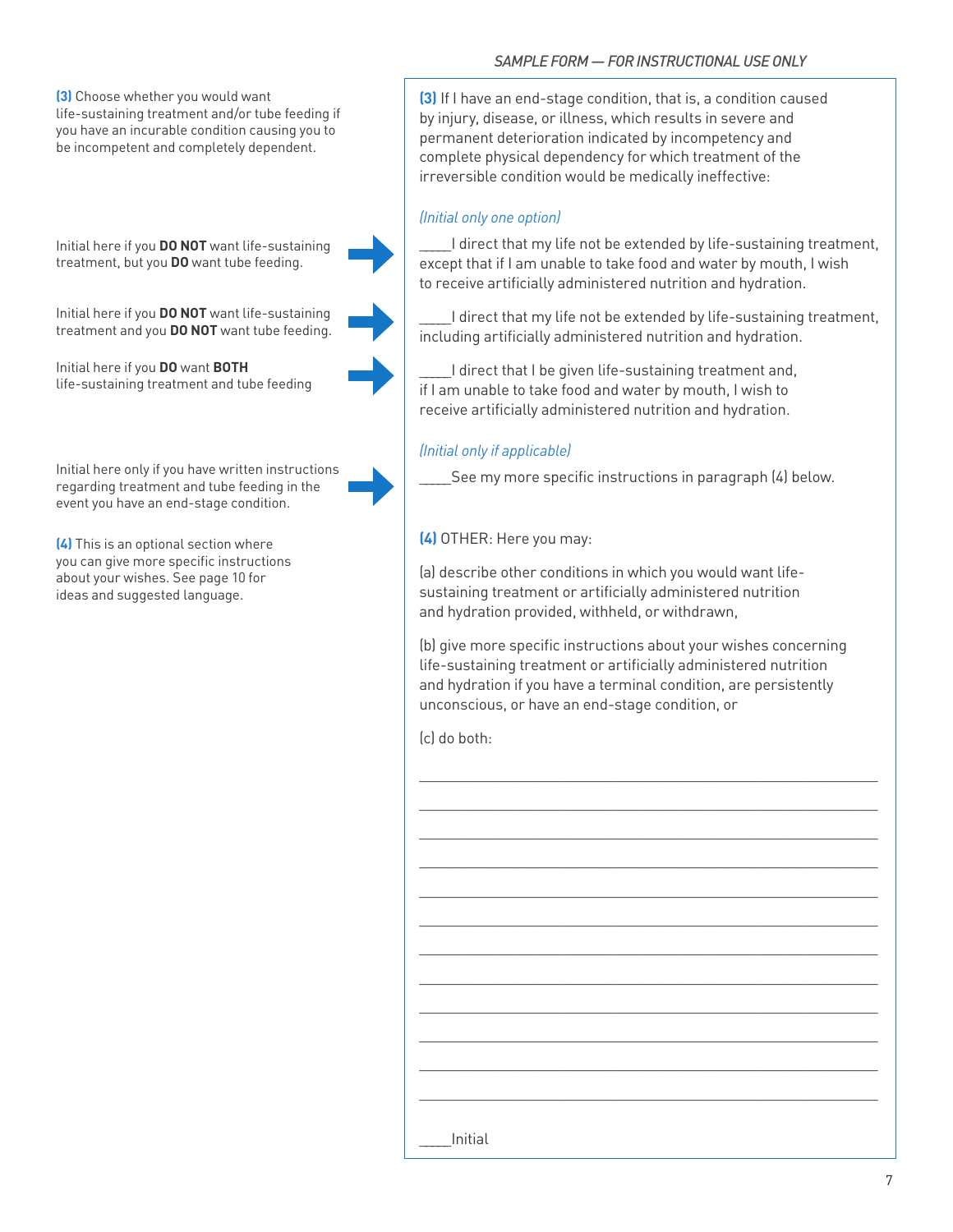*SAMPLE FORM — FOR INSTRUCTIONAL USE ONLY*

**(3)** Choose whether you would want life-sustaining treatment and/or tube feeding if you have an incurable condition causing you to be incompetent and completely dependent.

**(3)** If I have an end-stage condition, that is, a condition caused by injury, disease, or illness, which results in severe and permanent deterioration indicated by incompetency and complete physical dependency for which treatment of the irreversible condition would be medically ineffective:

*(Initial only one option)*

Initial here if you **DO NOT** want life-sustaining treatment, but you **DO** want tube feeding.

____I direct that my life not be extended by life-sustaining treatment, except that if I am unable to take food and water by mouth, I wish to receive artificially administered nutrition and hydration.

Initial here if you **DO NOT** want life-sustaining treatment and you **DO NOT** want tube feeding.

____I direct that my life not be extended by life-sustaining treatment, including artificially administered nutrition and hydration.

Initial here if you **DO** want **BOTH** life-sustaining treatment and tube feeding

____I direct that I be given life-sustaining treatment and, if I am unable to take food and water by mouth, I wish to receive artificially administered nutrition and hydration.

*(Initial only if applicable)*

Initial here only if you have written instructions regarding treatment and tube feeding in the event you have an end-stage condition.

____See my more specific instructions in paragraph (4) below.

**(4)** This is an optional section where you can give more specific instructions about your wishes. See page 10 for ideas and suggested language.

**(4)** OTHER: Here you may:

(a) describe other conditions in which you would want life-sustaining treatment or artificially administered nutrition and hydration provided, withheld, or withdrawn,

(b) give more specific instructions about your wishes concerning life-sustaining treatment or artificially administered nutrition and hydration if you have a terminal condition, are persistently unconscious, or have an end-stage condition, or

(c) do both:

____________________________________________________________

____________________________________________________________

____________________________________________________________

____________________________________________________________

____________________________________________________________

____________________________________________________________

____________________________________________________________

____________________________________________________________

____________________________________________________________

____________________________________________________________

____________________________________________________________

____________________________________________________________

____Initial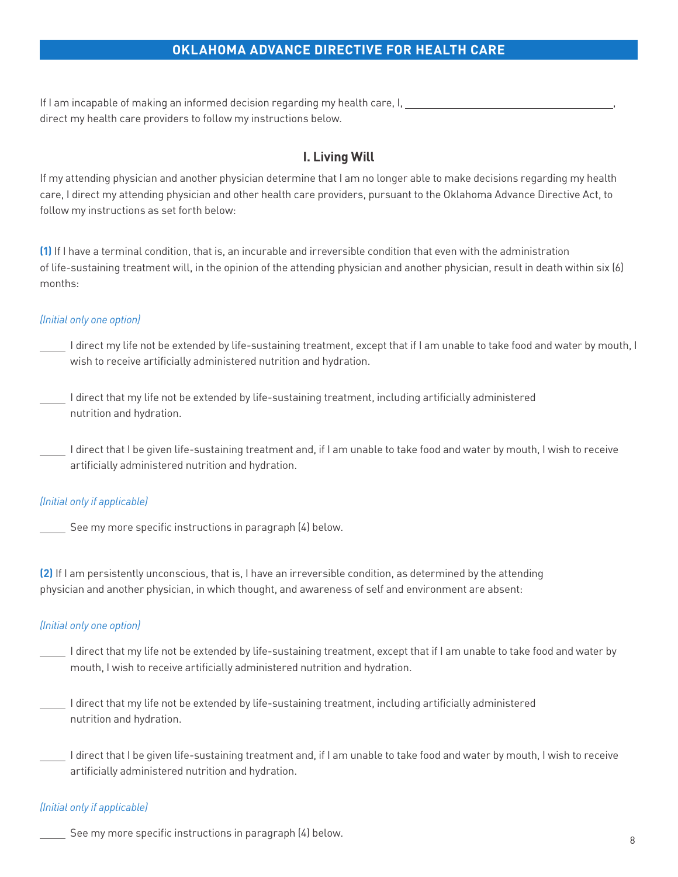## OKLAHOMA ADVANCE DIRECTIVE FOR HEALTH CARE

If I am incapable of making an informed decision regarding my health care, I, ________________________________________, direct my health care providers to follow my instructions below.

### I. Living Will

If my attending physician and another physician determine that I am no longer able to make decisions regarding my health care, I direct my attending physician and other health care providers, pursuant to the Oklahoma Advance Directive Act, to follow my instructions as set forth below:

**(1)** If I have a terminal condition, that is, an incurable and irreversible condition that even with the administration of life-sustaining treatment will, in the opinion of the attending physician and another physician, result in death within six (6) months:

*(Initial only one option)*

_____ I direct my life not be extended by life-sustaining treatment, except that if I am unable to take food and water by mouth, I wish to receive artificially administered nutrition and hydration.

_____ I direct that my life not be extended by life-sustaining treatment, including artificially administered nutrition and hydration.

_____ I direct that I be given life-sustaining treatment and, if I am unable to take food and water by mouth, I wish to receive artificially administered nutrition and hydration.

*(Initial only if applicable)*

_____ See my more specific instructions in paragraph (4) below.

**(2)** If I am persistently unconscious, that is, I have an irreversible condition, as determined by the attending physician and another physician, in which thought, and awareness of self and environment are absent:

*(Initial only one option)*

_____ I direct that my life not be extended by life-sustaining treatment, except that if I am unable to take food and water by mouth, I wish to receive artificially administered nutrition and hydration.

_____ I direct that my life not be extended by life-sustaining treatment, including artificially administered nutrition and hydration.

_____ I direct that I be given life-sustaining treatment and, if I am unable to take food and water by mouth, I wish to receive artificially administered nutrition and hydration.

*(Initial only if applicable)*

_____ See my more specific instructions in paragraph (4) below.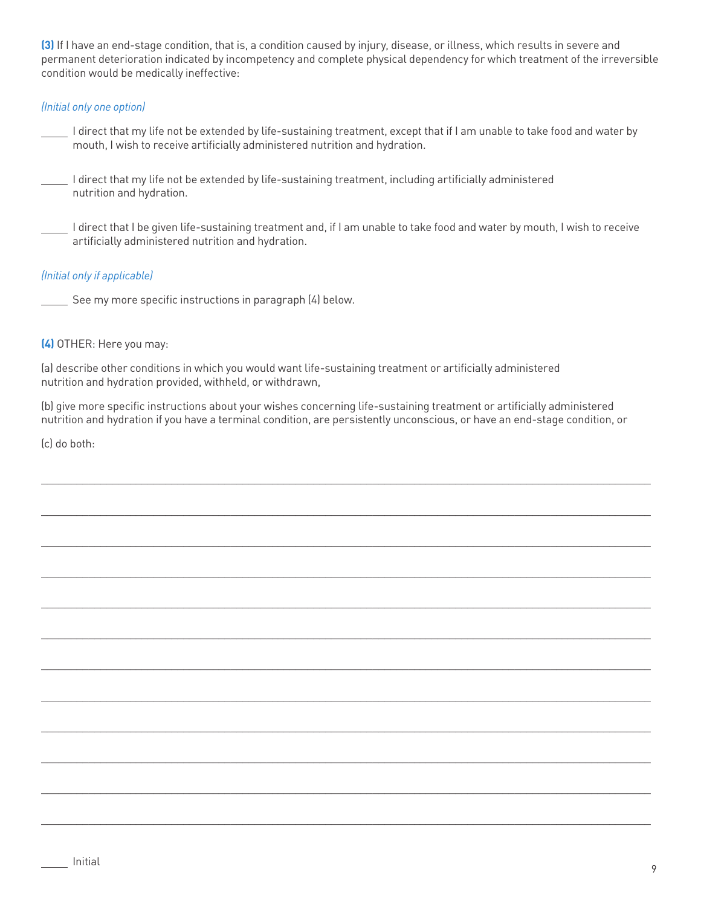**(3)** If I have an end-stage condition, that is, a condition caused by injury, disease, or illness, which results in severe and permanent deterioration indicated by incompetency and complete physical dependency for which treatment of the irreversible condition would be medically ineffective:

*(Initial only one option)*

_____ I direct that my life not be extended by life-sustaining treatment, except that if I am unable to take food and water by mouth, I wish to receive artificially administered nutrition and hydration.

_____ I direct that my life not be extended by life-sustaining treatment, including artificially administered nutrition and hydration.

_____ I direct that I be given life-sustaining treatment and, if I am unable to take food and water by mouth, I wish to receive artificially administered nutrition and hydration.

*(Initial only if applicable)*

_____ See my more specific instructions in paragraph (4) below.

**(4)** OTHER: Here you may:

(a) describe other conditions in which you would want life-sustaining treatment or artificially administered nutrition and hydration provided, withheld, or withdrawn,

(b) give more specific instructions about your wishes concerning life-sustaining treatment or artificially administered nutrition and hydration if you have a terminal condition, are persistently unconscious, or have an end-stage condition, or

(c) do both:

________________________________________________________________________________

________________________________________________________________________________

________________________________________________________________________________

________________________________________________________________________________

________________________________________________________________________________

________________________________________________________________________________

________________________________________________________________________________

________________________________________________________________________________

________________________________________________________________________________

________________________________________________________________________________

________________________________________________________________________________

________________________________________________________________________________

_____ Initial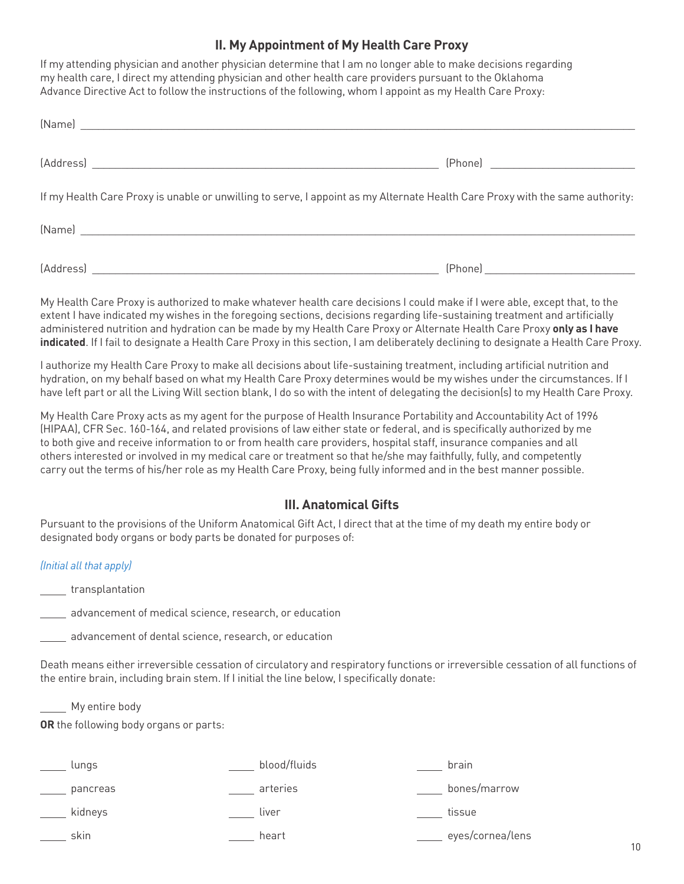## II. My Appointment of My Health Care Proxy

If my attending physician and another physician determine that I am no longer able to make decisions regarding my health care, I direct my attending physician and other health care providers pursuant to the Oklahoma Advance Directive Act to follow the instructions of the following, whom I appoint as my Health Care Proxy:

(Name) ______________________________________________________________________________

(Address) ______________________________________________ (Phone) ____________________

If my Health Care Proxy is unable or unwilling to serve, I appoint as my Alternate Health Care Proxy with the same authority:

(Name) ______________________________________________________________________________

(Address) ______________________________________________ (Phone) ____________________

My Health Care Proxy is authorized to make whatever health care decisions I could make if I were able, except that, to the extent I have indicated my wishes in the foregoing sections, decisions regarding life-sustaining treatment and artificially administered nutrition and hydration can be made by my Health Care Proxy or Alternate Health Care Proxy **only as I have indicated**. If I fail to designate a Health Care Proxy in this section, I am deliberately declining to designate a Health Care Proxy.

I authorize my Health Care Proxy to make all decisions about life-sustaining treatment, including artificial nutrition and hydration, on my behalf based on what my Health Care Proxy determines would be my wishes under the circumstances. If I have left part or all the Living Will section blank, I do so with the intent of delegating the decision(s) to my Health Care Proxy.

My Health Care Proxy acts as my agent for the purpose of Health Insurance Portability and Accountability Act of 1996 (HIPAA), CFR Sec. 160-164, and related provisions of law either state or federal, and is specifically authorized by me to both give and receive information to or from health care providers, hospital staff, insurance companies and all others interested or involved in my medical care or treatment so that he/she may faithfully, fully, and competently carry out the terms of his/her role as my Health Care Proxy, being fully informed and in the best manner possible.

## III. Anatomical Gifts

Pursuant to the provisions of the Uniform Anatomical Gift Act, I direct that at the time of my death my entire body or designated body organs or body parts be donated for purposes of:

*(Initial all that apply)*

_____ transplantation

_____ advancement of medical science, research, or education

_____ advancement of dental science, research, or education

Death means either irreversible cessation of circulatory and respiratory functions or irreversible cessation of all functions of the entire brain, including brain stem. If I initial the line below, I specifically donate:

_____ My entire body

**OR** the following body organs or parts:

_____ lungs

_____ pancreas

_____ kidneys

_____ skin

_____ blood/fluids

_____ arteries

_____ liver

_____ heart

_____ brain

_____ bones/marrow

_____ tissue

_____ eyes/cornea/lens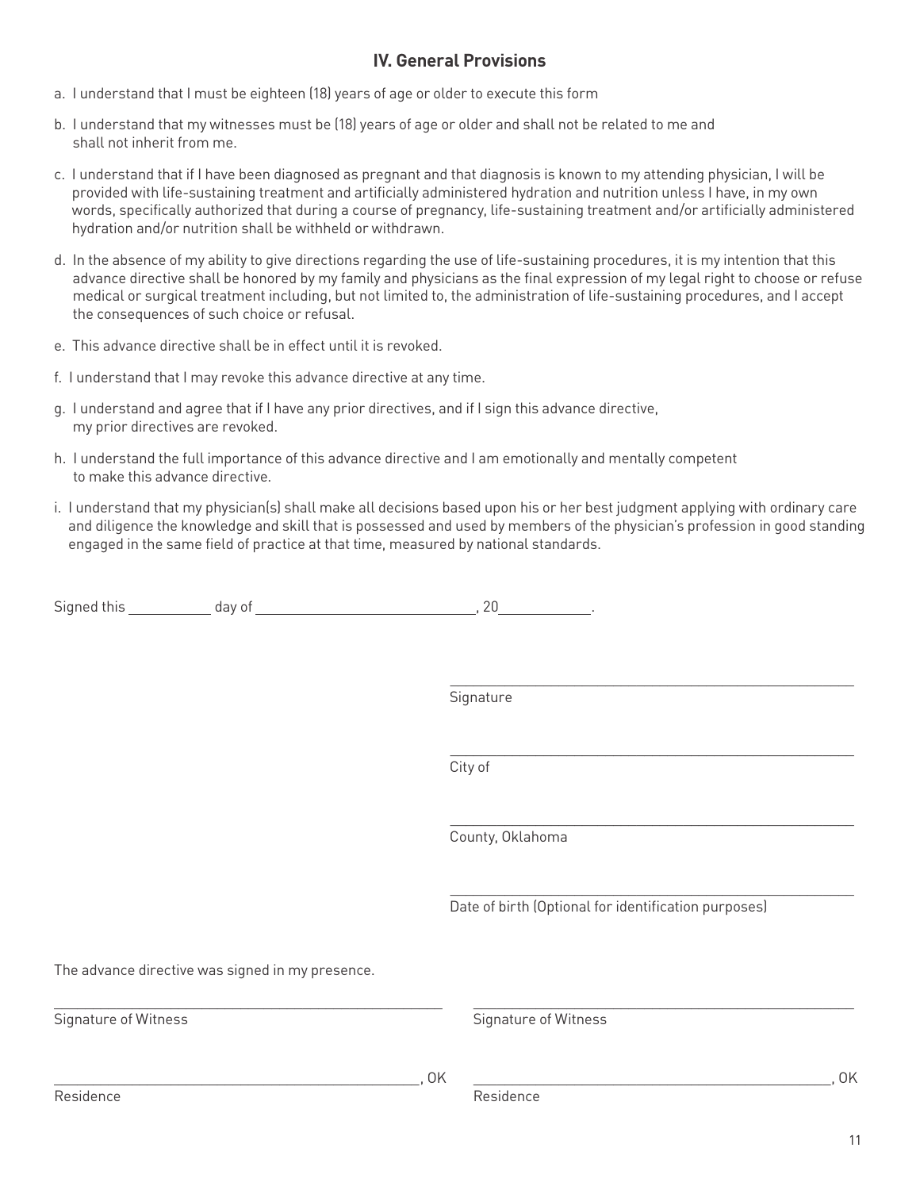## IV. General Provisions

a. I understand that I must be eighteen (18) years of age or older to execute this form

b. I understand that my witnesses must be (18) years of age or older and shall not be related to me and shall not inherit from me.

c. I understand that if I have been diagnosed as pregnant and that diagnosis is known to my attending physician, I will be provided with life-sustaining treatment and artificially administered hydration and nutrition unless I have, in my own words, specifically authorized that during a course of pregnancy, life-sustaining treatment and/or artificially administered hydration and/or nutrition shall be withheld or withdrawn.

d. In the absence of my ability to give directions regarding the use of life-sustaining procedures, it is my intention that this advance directive shall be honored by my family and physicians as the final expression of my legal right to choose or refuse medical or surgical treatment including, but not limited to, the administration of life-sustaining procedures, and I accept the consequences of such choice or refusal.

e. This advance directive shall be in effect until it is revoked.

f. I understand that I may revoke this advance directive at any time.

g. I understand and agree that if I have any prior directives, and if I sign this advance directive, my prior directives are revoked.

h. I understand the full importance of this advance directive and I am emotionally and mentally competent to make this advance directive.

i. I understand that my physician(s) shall make all decisions based upon his or her best judgment applying with ordinary care and diligence the knowledge and skill that is possessed and used by members of the physician's profession in good standing engaged in the same field of practice at that time, measured by national standards.

Signed this __________ day of ____________________________, 20__________.

_______________________________________________
Signature

_______________________________________________
City of

_______________________________________________
County, Oklahoma

_______________________________________________
Date of birth (Optional for identification purposes)

The advance directive was signed in my presence.

_______________________________________________
Signature of Witness

_______________________________________________, OK
Residence

_______________________________________________
Signature of Witness

_______________________________________________, OK
Residence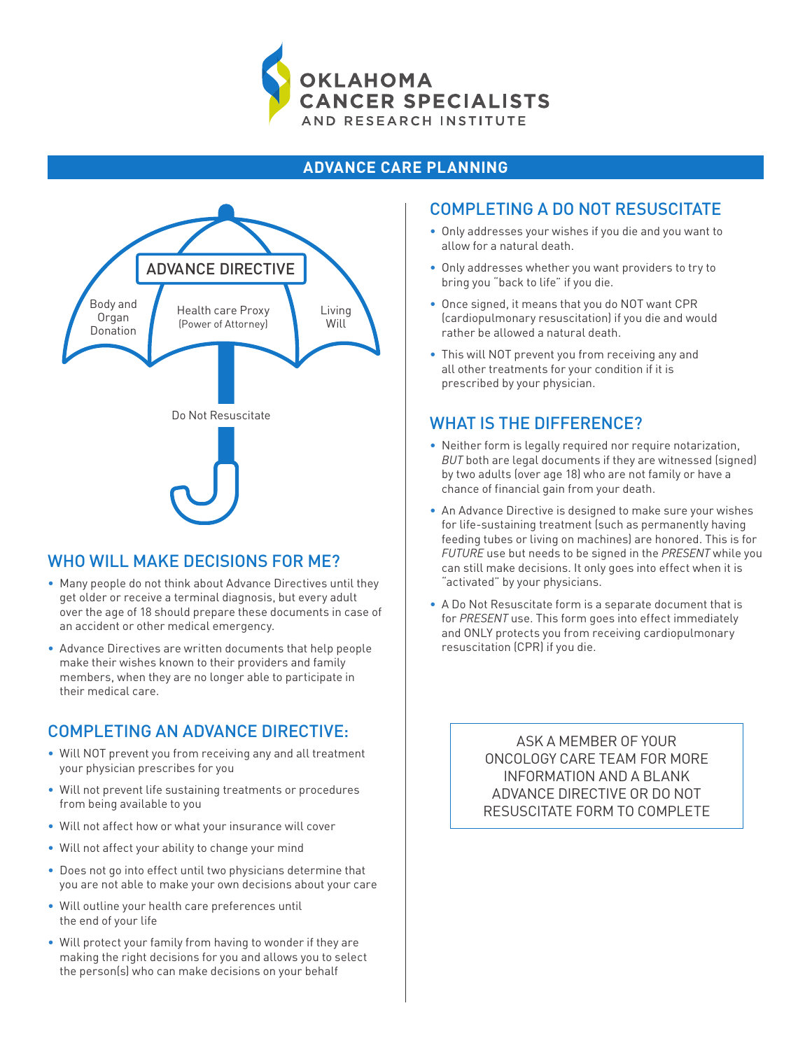OKLAHOMA CANCER SPECIALISTS AND RESEARCH INSTITUTE

## ADVANCE CARE PLANNING

ADVANCE DIRECTIVE

Body and Organ Donation

Health care Proxy (Power of Attorney)

Living Will

Do Not Resuscitate

## WHO WILL MAKE DECISIONS FOR ME?

- Many people do not think about Advance Directives until they get older or receive a terminal diagnosis, but every adult over the age of 18 should prepare these documents in case of an accident or other medical emergency.
- Advance Directives are written documents that help people make their wishes known to their providers and family members, when they are no longer able to participate in their medical care.

## COMPLETING AN ADVANCE DIRECTIVE:

- Will NOT prevent you from receiving any and all treatment your physician prescribes for you
- Will not prevent life sustaining treatments or procedures from being available to you
- Will not affect how or what your insurance will cover
- Will not affect your ability to change your mind
- Does not go into effect until two physicians determine that you are not able to make your own decisions about your care
- Will outline your health care preferences until the end of your life
- Will protect your family from having to wonder if they are making the right decisions for you and allows you to select the person(s) who can make decisions on your behalf

## COMPLETING A DO NOT RESUSCITATE

- Only addresses your wishes if you die and you want to allow for a natural death.
- Only addresses whether you want providers to try to bring you "back to life" if you die.
- Once signed, it means that you do NOT want CPR (cardiopulmonary resuscitation) if you die and would rather be allowed a natural death.
- This will NOT prevent you from receiving any and all other treatments for your condition if it is prescribed by your physician.

## WHAT IS THE DIFFERENCE?

- Neither form is legally required nor require notarization, *BUT* both are legal documents if they are witnessed (signed) by two adults (over age 18) who are not family or have a chance of financial gain from your death.
- An Advance Directive is designed to make sure your wishes for life-sustaining treatment (such as permanently having feeding tubes or living on machines) are honored. This is for *FUTURE* use but needs to be signed in the *PRESENT* while you can still make decisions. It only goes into effect when it is "activated" by your physicians.
- A Do Not Resuscitate form is a separate document that is for *PRESENT* use. This form goes into effect immediately and ONLY protects you from receiving cardiopulmonary resuscitation (CPR) if you die.

ASK A MEMBER OF YOUR ONCOLOGY CARE TEAM FOR MORE INFORMATION AND A BLANK ADVANCE DIRECTIVE OR DO NOT RESUSCITATE FORM TO COMPLETE